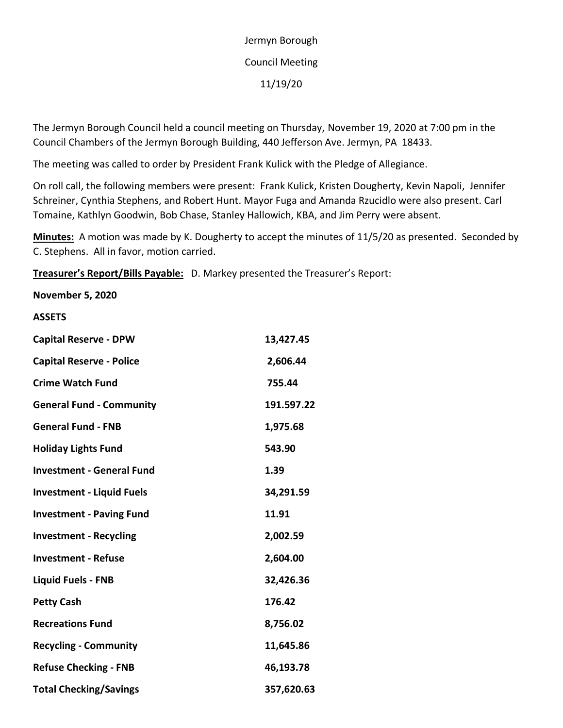Jermyn Borough

Council Meeting

11/19/20

The Jermyn Borough Council held a council meeting on Thursday, November 19, 2020 at 7:00 pm in the Council Chambers of the Jermyn Borough Building, 440 Jefferson Ave. Jermyn, PA 18433.

The meeting was called to order by President Frank Kulick with the Pledge of Allegiance.

On roll call, the following members were present: Frank Kulick, Kristen Dougherty, Kevin Napoli, Jennifer Schreiner, Cynthia Stephens, and Robert Hunt. Mayor Fuga and Amanda Rzucidlo were also present. Carl Tomaine, Kathlyn Goodwin, Bob Chase, Stanley Hallowich, KBA, and Jim Perry were absent.

**Minutes:** A motion was made by K. Dougherty to accept the minutes of 11/5/20 as presented. Seconded by C. Stephens. All in favor, motion carried.

**Treasurer's Report/Bills Payable:** D. Markey presented the Treasurer's Report:

**November 5, 2020**

**ASSETS**

| | |
|---|---|
| **Capital Reserve - DPW** | 13,427.45 |
| **Capital Reserve - Police** | 2,606.44 |
| **Crime Watch Fund** | 755.44 |
| **General Fund - Community** | 191.597.22 |
| **General Fund - FNB** | 1,975.68 |
| **Holiday Lights Fund** | 543.90 |
| **Investment - General Fund** | 1.39 |
| **Investment - Liquid Fuels** | 34,291.59 |
| **Investment - Paving Fund** | 11.91 |
| **Investment - Recycling** | 2,002.59 |
| **Investment - Refuse** | 2,604.00 |
| **Liquid Fuels - FNB** | 32,426.36 |
| **Petty Cash** | 176.42 |
| **Recreations Fund** | 8,756.02 |
| **Recycling - Community** | 11,645.86 |
| **Refuse Checking - FNB** | 46,193.78 |
| **Total Checking/Savings** | 357,620.63 |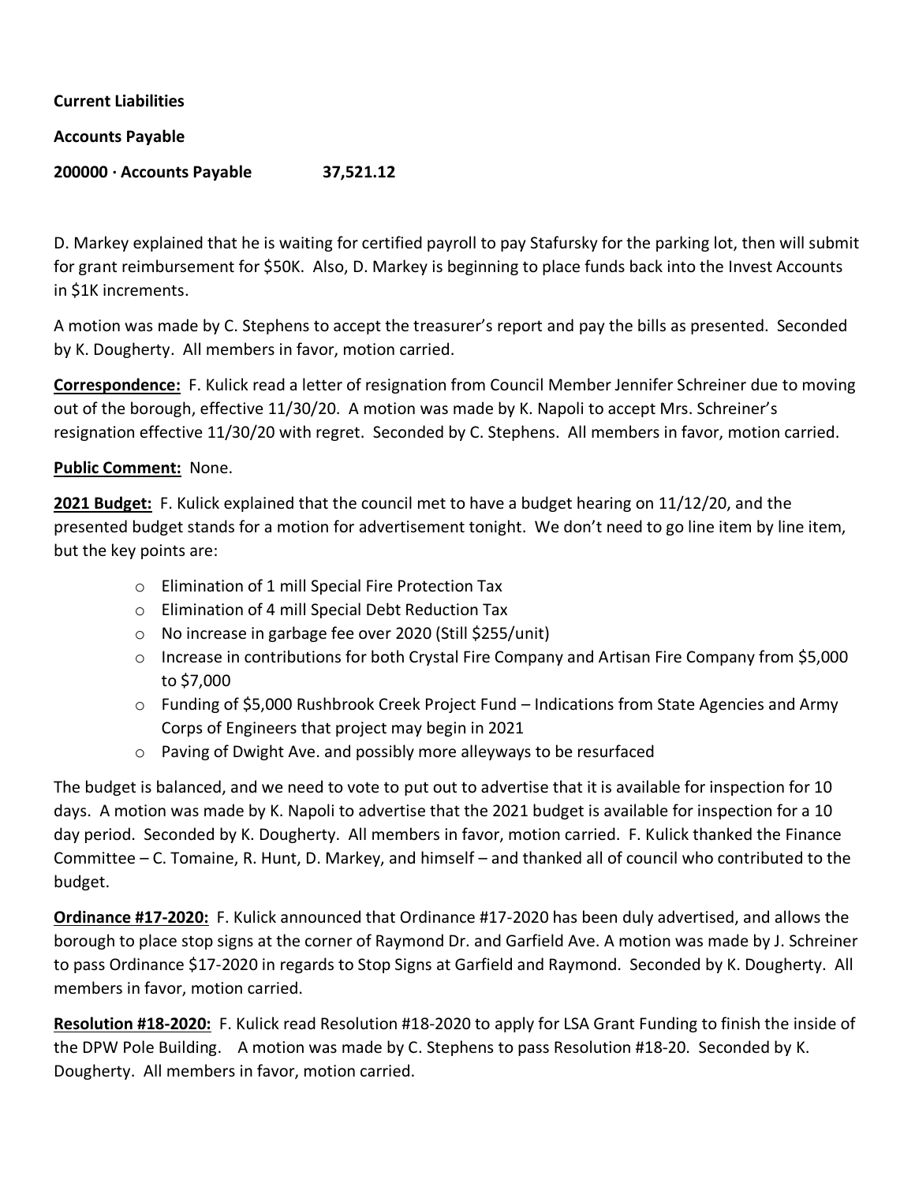**Current Liabilities**

**Accounts Payable**

**200000 · Accounts Payable 37,521.12**

D. Markey explained that he is waiting for certified payroll to pay Stafursky for the parking lot, then will submit for grant reimbursement for $50K. Also, D. Markey is beginning to place funds back into the Invest Accounts in $1K increments.

A motion was made by C. Stephens to accept the treasurer's report and pay the bills as presented. Seconded by K. Dougherty. All members in favor, motion carried.

**Correspondence:** F. Kulick read a letter of resignation from Council Member Jennifer Schreiner due to moving out of the borough, effective 11/30/20. A motion was made by K. Napoli to accept Mrs. Schreiner's resignation effective 11/30/20 with regret. Seconded by C. Stephens. All members in favor, motion carried.

**Public Comment:** None.

**2021 Budget:** F. Kulick explained that the council met to have a budget hearing on 11/12/20, and the presented budget stands for a motion for advertisement tonight. We don't need to go line item by line item, but the key points are:

- Elimination of 1 mill Special Fire Protection Tax
- Elimination of 4 mill Special Debt Reduction Tax
- No increase in garbage fee over 2020 (Still $255/unit)
- Increase in contributions for both Crystal Fire Company and Artisan Fire Company from $5,000 to $7,000
- Funding of $5,000 Rushbrook Creek Project Fund – Indications from State Agencies and Army Corps of Engineers that project may begin in 2021
- Paving of Dwight Ave. and possibly more alleyways to be resurfaced

The budget is balanced, and we need to vote to put out to advertise that it is available for inspection for 10 days. A motion was made by K. Napoli to advertise that the 2021 budget is available for inspection for a 10 day period. Seconded by K. Dougherty. All members in favor, motion carried. F. Kulick thanked the Finance Committee – C. Tomaine, R. Hunt, D. Markey, and himself – and thanked all of council who contributed to the budget.

**Ordinance #17-2020:** F. Kulick announced that Ordinance #17-2020 has been duly advertised, and allows the borough to place stop signs at the corner of Raymond Dr. and Garfield Ave. A motion was made by J. Schreiner to pass Ordinance $17-2020 in regards to Stop Signs at Garfield and Raymond. Seconded by K. Dougherty. All members in favor, motion carried.

**Resolution #18-2020:** F. Kulick read Resolution #18-2020 to apply for LSA Grant Funding to finish the inside of the DPW Pole Building. A motion was made by C. Stephens to pass Resolution #18-20. Seconded by K. Dougherty. All members in favor, motion carried.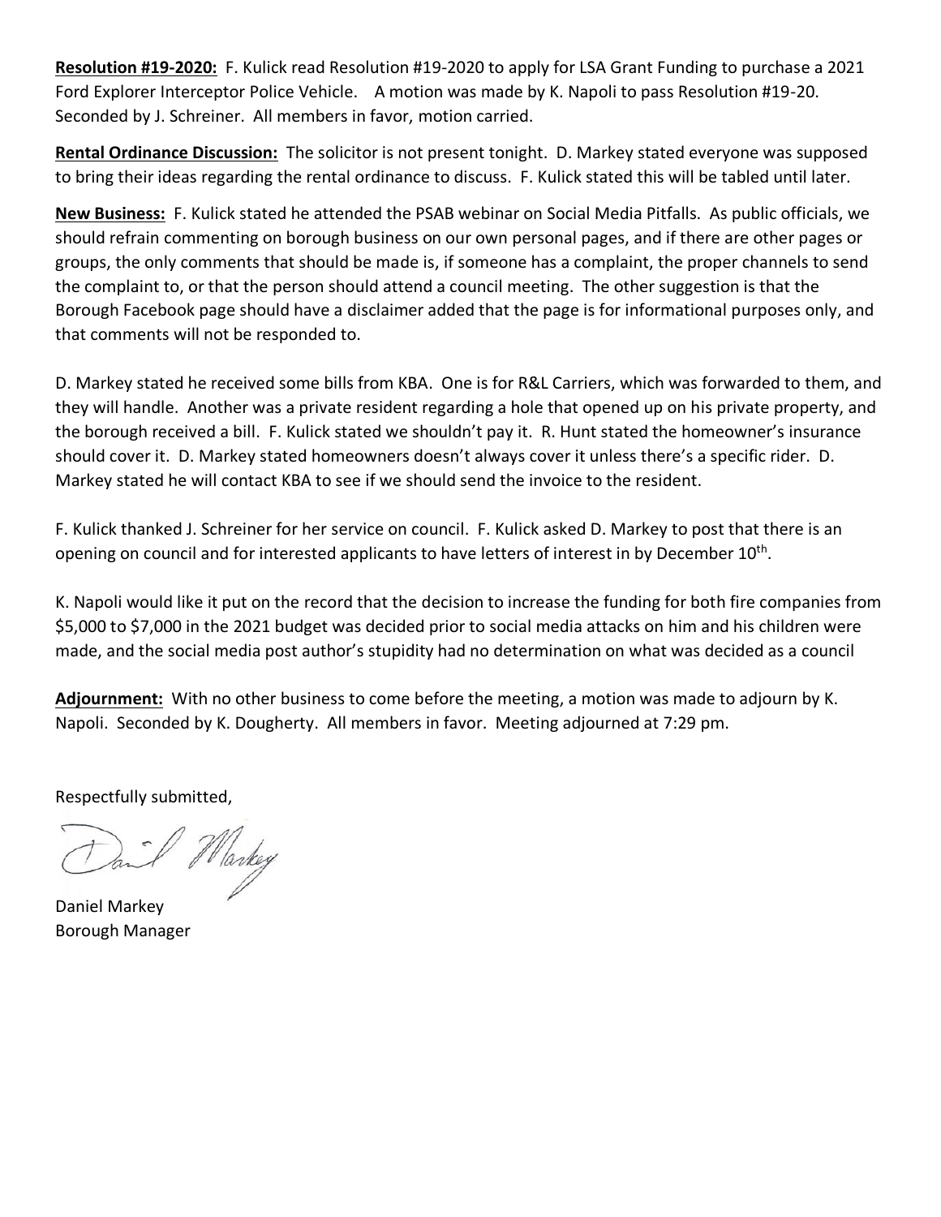**Resolution #19-2020:** F. Kulick read Resolution #19-2020 to apply for LSA Grant Funding to purchase a 2021 Ford Explorer Interceptor Police Vehicle. A motion was made by K. Napoli to pass Resolution #19-20. Seconded by J. Schreiner. All members in favor, motion carried.

**Rental Ordinance Discussion:** The solicitor is not present tonight. D. Markey stated everyone was supposed to bring their ideas regarding the rental ordinance to discuss. F. Kulick stated this will be tabled until later.

**New Business:** F. Kulick stated he attended the PSAB webinar on Social Media Pitfalls. As public officials, we should refrain commenting on borough business on our own personal pages, and if there are other pages or groups, the only comments that should be made is, if someone has a complaint, the proper channels to send the complaint to, or that the person should attend a council meeting. The other suggestion is that the Borough Facebook page should have a disclaimer added that the page is for informational purposes only, and that comments will not be responded to.

D. Markey stated he received some bills from KBA. One is for R&L Carriers, which was forwarded to them, and they will handle. Another was a private resident regarding a hole that opened up on his private property, and the borough received a bill. F. Kulick stated we shouldn't pay it. R. Hunt stated the homeowner's insurance should cover it. D. Markey stated homeowners doesn't always cover it unless there's a specific rider. D. Markey stated he will contact KBA to see if we should send the invoice to the resident.

F. Kulick thanked J. Schreiner for her service on council. F. Kulick asked D. Markey to post that there is an opening on council and for interested applicants to have letters of interest in by December 10th.

K. Napoli would like it put on the record that the decision to increase the funding for both fire companies from $5,000 to $7,000 in the 2021 budget was decided prior to social media attacks on him and his children were made, and the social media post author's stupidity had no determination on what was decided as a council

**Adjournment:** With no other business to come before the meeting, a motion was made to adjourn by K. Napoli. Seconded by K. Dougherty. All members in favor. Meeting adjourned at 7:29 pm.

Respectfully submitted,

Daniel Markey
Borough Manager